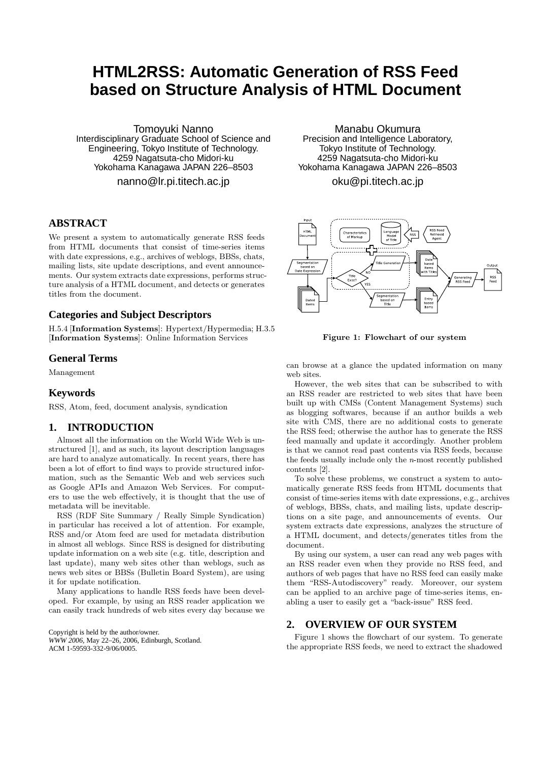# HTML2RSS: Automatic Generation of RSS Feed based on Structure Analysis of HTML Document

Tomoyuki Nanno
Interdisciplinary Graduate School of Science and Engineering, Tokyo Institute of Technology.
4259 Nagatsuta-cho Midori-ku
Yokohama Kanagawa JAPAN 226–8503
nanno@lr.pi.titech.ac.jp

Manabu Okumura
Precision and Intelligence Laboratory, Tokyo Institute of Technology.
4259 Nagatsuta-cho Midori-ku
Yokohama Kanagawa JAPAN 226–8503
oku@pi.titech.ac.jp

## ABSTRACT

We present a system to automatically generate RSS feeds from HTML documents that consist of time-series items with date expressions, e.g., archives of weblogs, BBSs, chats, mailing lists, site update descriptions, and event announcements. Our system extracts date expressions, performs structure analysis of a HTML document, and detects or generates titles from the document.

## Categories and Subject Descriptors

H.5.4 [**Information Systems**]: Hypertext/Hypermedia; H.3.5 [**Information Systems**]: Online Information Services

## General Terms

Management

## Keywords

RSS, Atom, feed, document analysis, syndication

## 1. INTRODUCTION

Almost all the information on the World Wide Web is unstructured [1], and as such, its layout description languages are hard to analyze automatically. In recent years, there has been a lot of effort to find ways to provide structured information, such as the Semantic Web and web services such as Google APIs and Amazon Web Services. For computers to use the web effectively, it is thought that the use of metadata will be inevitable.

RSS (RDF Site Summary / Really Simple Syndication) in particular has received a lot of attention. For example, RSS and/or Atom feed are used for metadata distribution in almost all weblogs. Since RSS is designed for distributing update information on a web site (e.g. title, description and last update), many web sites other than weblogs, such as news web sites or BBSs (Bulletin Board System), are using it for update notification.

Many applications to handle RSS feeds have been developed. For example, by using an RSS reader application we can easily track hundreds of web sites every day because we can browse at a glance the updated information on many web sites.

However, the web sites that can be subscribed to with an RSS reader are restricted to web sites that have been built up with CMSs (Content Management Systems) such as blogging softwares, because if an author builds a web site with CMS, there are no additional costs to generate the RSS feed; otherwise the author has to generate the RSS feed manually and update it accordingly. Another problem is that we cannot read past contents via RSS feeds, because the feeds usually include only the $n$-most recently published contents [2].

To solve these problems, we construct a system to automatically generate RSS feeds from HTML documents that consist of time-series items with date expressions, e.g., archives of weblogs, BBSs, chats, and mailing lists, update descriptions on a site page, and announcements of events. Our system extracts date expressions, analyzes the structure of a HTML document, and detects/generates titles from the document.

By using our system, a user can read any web pages with an RSS reader even when they provide no RSS feed, and authors of web pages that have no RSS feed can easily make them "RSS-Autodiscovery" ready. Moreover, our system can be applied to an archive page of time-series items, enabling a user to easily get a "back-issue" RSS feed.

Figure 1: Flowchart of our system

## 2. OVERVIEW OF OUR SYSTEM

Figure 1 shows the flowchart of our system. To generate the appropriate RSS feeds, we need to extract the shadowed

Copyright is held by the author/owner.
*WWW 2006*, May 22–26, 2006, Edinburgh, Scotland.
ACM 1-59593-332-9/06/0005.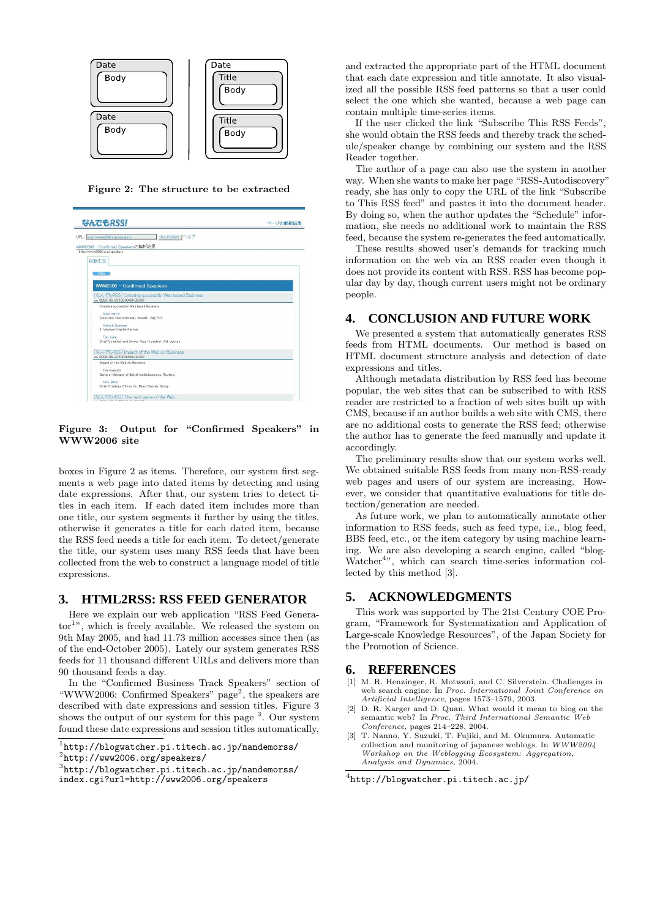Figure 2: The structure to be extracted

Figure 3: Output for "Confirmed Speakers" in WWW2006 site

boxes in Figure 2 as items. Therefore, our system first segments a web page into dated items by detecting and using date expressions. After that, our system tries to detect titles in each item. If each dated item includes more than one title, our system segments it further by using the titles, otherwise it generates a title for each dated item, because the RSS feed needs a title for each item. To detect/generate the title, our system uses many RSS feeds that have been collected from the web to construct a language model of title expressions.

## 3. HTML2RSS: RSS FEED GENERATOR

Here we explain our web application "RSS Feed Generator[1]", which is freely available. We released the system on 9th May 2005, and had 11.73 million accesses since then (as of the end-October 2005). Lately our system generates RSS feeds for 11 thousand different URLs and delivers more than 90 thousand feeds a day.

In the "Confirmed Business Track Speakers" section of "WWW2006: Confirmed Speakers" page[2], the speakers are described with date expressions and session titles. Figure 3 shows the output of our system for this page [3]. Our system found these date expressions and session titles automatically, and extracted the appropriate part of the HTML document that each date expression and title annotate. It also visualized all the possible RSS feed patterns so that a user could select the one which she wanted, because a web page can contain multiple time-series items.

If the user clicked the link "Subscribe This RSS Feeds", she would obtain the RSS feeds and thereby track the schedule/speaker change by combining our system and the RSS Reader together.

The author of a page can also use the system in another way. When she wants to make her page "RSS-Autodiscovery" ready, she has only to copy the URL of the link "Subscribe to This RSS feed" and pastes it into the document header. By doing so, when the author updates the "Schedule" information, she needs no additional work to maintain the RSS feed, because the system re-generates the feed automatically.

These results showed user's demands for tracking much information on the web via an RSS reader even though it does not provide its content with RSS. RSS has become popular day by day, though current users might not be ordinary people.

## 4. CONCLUSION AND FUTURE WORK

We presented a system that automatically generates RSS feeds from HTML documents. Our method is based on HTML document structure analysis and detection of date expressions and titles.

Although metadata distribution by RSS feed has become popular, the web sites that can be subscribed to with RSS reader are restricted to a fraction of web sites built up with CMS, because if an author builds a web site with CMS, there are no additional costs to generate the RSS feed; otherwise the author has to generate the feed manually and update it accordingly.

The preliminary results show that our system works well. We obtained suitable RSS feeds from many non-RSS-ready web pages and users of our system are increasing. However, we consider that quantitative evaluations for title detection/generation are needed.

As future work, we plan to automatically annotate other information to RSS feeds, such as feed type, i.e., blog feed, BBS feed, etc., or the item category by using machine learning. We are also developing a search engine, called "blogWatcher[4]", which can search time-series information collected by this method [3].

## 5. ACKNOWLEDGMENTS

This work was supported by The 21st Century COE Program, "Framework for Systematization and Application of Large-scale Knowledge Resources", of the Japan Society for the Promotion of Science.

## 6. REFERENCES

[1] M. R. Henzinger, R. Motwani, and C. Silverstein. Challenges in web search engine. In *Proc. International Joint Conference on Artificial Intelligence*, pages 1573–1579, 2003.

[2] D. R. Karger and D. Quan. What would it mean to blog on the semantic web? In *Proc. Third International Semantic Web Conference*, pages 214–228, 2004.

[3] T. Nanno, Y. Suzuki, T. Fujiki, and M. Okumura. Automatic collection and monitoring of japanese weblogs. In *WWW2004 Workshop on the Weblogging Ecosystem: Aggregation, Analysis and Dynamics*, 2004.

---

[1] `http://blogwatcher.pi.titech.ac.jp/nandemorss/`

[2] `http://www2006.org/speakers/`

[3] `http://blogwatcher.pi.titech.ac.jp/nandemorss/index.cgi?url=http://www2006.org/speakers`

[4] `http://blogwatcher.pi.titech.ac.jp/`